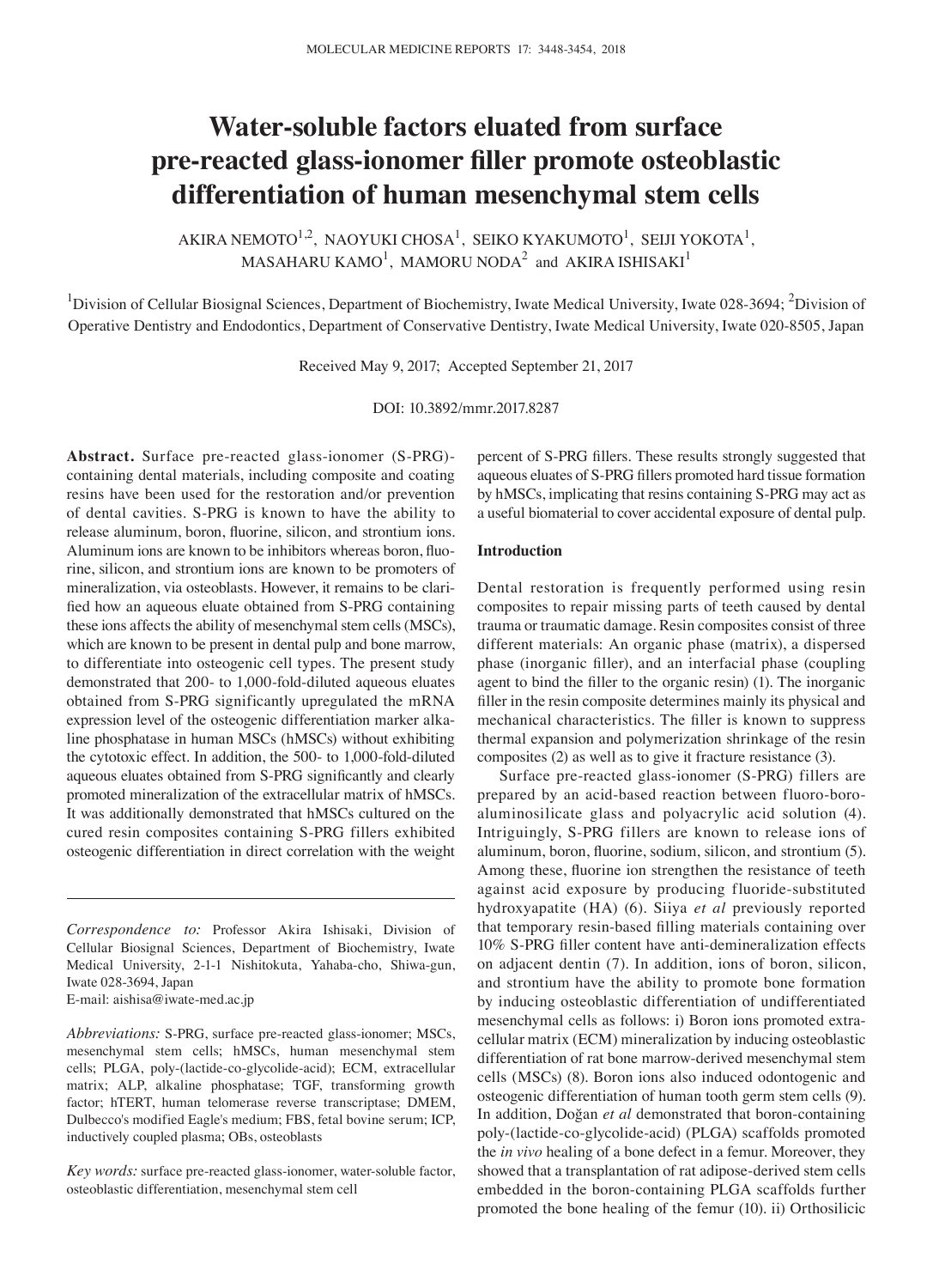# Water-soluble factors eluated from surface pre-reacted glass-ionomer filler promote osteoblastic differentiation of human mesenchymal stem cells

AKIRA NEMOTO[1,2], NAOYUKI CHOSA[1], SEIKO KYAKUMOTO[1], SEIJI YOKOTA[1], MASAHARU KAMO[1], MAMORU NODA[2] and AKIRA ISHISAKI[1]

[1]Division of Cellular Biosignal Sciences, Department of Biochemistry, Iwate Medical University, Iwate 028-3694; [2]Division of Operative Dentistry and Endodontics, Department of Conservative Dentistry, Iwate Medical University, Iwate 020-8505, Japan

Received May 9, 2017; Accepted September 21, 2017

DOI: 10.3892/mmr.2017.8287

**Abstract.** Surface pre-reacted glass-ionomer (S-PRG)-containing dental materials, including composite and coating resins have been used for the restoration and/or prevention of dental cavities. S-PRG is known to have the ability to release aluminum, boron, fluorine, silicon, and strontium ions. Aluminum ions are known to be inhibitors whereas boron, fluorine, silicon, and strontium ions are known to be promoters of mineralization, via osteoblasts. However, it remains to be clarified how an aqueous eluate obtained from S-PRG containing these ions affects the ability of mesenchymal stem cells (MSCs), which are known to be present in dental pulp and bone marrow, to differentiate into osteogenic cell types. The present study demonstrated that 200- to 1,000-fold-diluted aqueous eluates obtained from S-PRG significantly upregulated the mRNA expression level of the osteogenic differentiation marker alkaline phosphatase in human MSCs (hMSCs) without exhibiting the cytotoxic effect. In addition, the 500- to 1,000-fold-diluted aqueous eluates obtained from S-PRG significantly and clearly promoted mineralization of the extracellular matrix of hMSCs. It was additionally demonstrated that hMSCs cultured on the cured resin composites containing S-PRG fillers exhibited osteogenic differentiation in direct correlation with the weight percent of S-PRG fillers. These results strongly suggested that aqueous eluates of S-PRG fillers promoted hard tissue formation by hMSCs, implicating that resins containing S-PRG may act as a useful biomaterial to cover accidental exposure of dental pulp.

*Correspondence to:* Professor Akira Ishisaki, Division of Cellular Biosignal Sciences, Department of Biochemistry, Iwate Medical University, 2-1-1 Nishitokuta, Yahaba-cho, Shiwa-gun, Iwate 028-3694, Japan
E-mail: aishisa@iwate-med.ac.jp

*Abbreviations:* S-PRG, surface pre-reacted glass-ionomer; MSCs, mesenchymal stem cells; hMSCs, human mesenchymal stem cells; PLGA, poly-(lactide-co-glycolide-acid); ECM, extracellular matrix; ALP, alkaline phosphatase; TGF, transforming growth factor; hTERT, human telomerase reverse transcriptase; DMEM, Dulbecco's modified Eagle's medium; FBS, fetal bovine serum; ICP, inductively coupled plasma; OBs, osteoblasts

*Key words:* surface pre-reacted glass-ionomer, water-soluble factor, osteoblastic differentiation, mesenchymal stem cell

## Introduction

Dental restoration is frequently performed using resin composites to repair missing parts of teeth caused by dental trauma or traumatic damage. Resin composites consist of three different materials: An organic phase (matrix), a dispersed phase (inorganic filler), and an interfacial phase (coupling agent to bind the filler to the organic resin) (1). The inorganic filler in the resin composite determines mainly its physical and mechanical characteristics. The filler is known to suppress thermal expansion and polymerization shrinkage of the resin composites (2) as well as to give it fracture resistance (3).

Surface pre-reacted glass-ionomer (S-PRG) fillers are prepared by an acid-based reaction between fluoro-boro-aluminosilicate glass and polyacrylic acid solution (4). Intriguingly, S-PRG fillers are known to release ions of aluminum, boron, fluorine, sodium, silicon, and strontium (5). Among these, fluorine ion strengthen the resistance of teeth against acid exposure by producing fluoride-substituted hydroxyapatite (HA) (6). Siiya *et al* previously reported that temporary resin-based filling materials containing over 10% S-PRG filler content have anti-demineralization effects on adjacent dentin (7). In addition, ions of boron, silicon, and strontium have the ability to promote bone formation by inducing osteoblastic differentiation of undifferentiated mesenchymal cells as follows: i) Boron ions promoted extracellular matrix (ECM) mineralization by inducing osteoblastic differentiation of rat bone marrow-derived mesenchymal stem cells (MSCs) (8). Boron ions also induced odontogenic and osteogenic differentiation of human tooth germ stem cells (9). In addition, Doğan *et al* demonstrated that boron-containing poly-(lactide-co-glycolide-acid) (PLGA) scaffolds promoted the *in vivo* healing of a bone defect in a femur. Moreover, they showed that a transplantation of rat adipose-derived stem cells embedded in the boron-containing PLGA scaffolds further promoted the bone healing of the femur (10). ii) Orthosilicic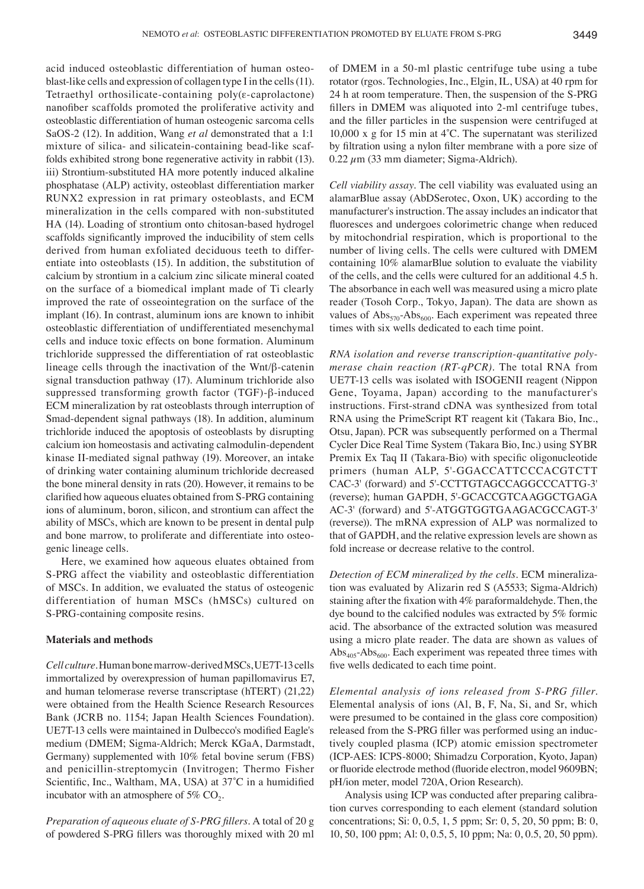acid induced osteoblastic differentiation of human osteoblast-like cells and expression of collagen type I in the cells (11). Tetraethyl orthosilicate-containing poly(ε-caprolactone) nanofiber scaffolds promoted the proliferative activity and osteoblastic differentiation of human osteogenic sarcoma cells SaOS-2 (12). In addition, Wang *et al* demonstrated that a 1:1 mixture of silica- and silicatein-containing bead-like scaffolds exhibited strong bone regenerative activity in rabbit (13). iii) Strontium-substituted HA more potently induced alkaline phosphatase (ALP) activity, osteoblast differentiation marker RUNX2 expression in rat primary osteoblasts, and ECM mineralization in the cells compared with non-substituted HA (14). Loading of strontium onto chitosan-based hydrogel scaffolds significantly improved the inducibility of stem cells derived from human exfoliated deciduous teeth to differentiate into osteoblasts (15). In addition, the substitution of calcium by strontium in a calcium zinc silicate mineral coated on the surface of a biomedical implant made of Ti clearly improved the rate of osseointegration on the surface of the implant (16). In contrast, aluminum ions are known to inhibit osteoblastic differentiation of undifferentiated mesenchymal cells and induce toxic effects on bone formation. Aluminum trichloride suppressed the differentiation of rat osteoblastic lineage cells through the inactivation of the Wnt/β-catenin signal transduction pathway (17). Aluminum trichloride also suppressed transforming growth factor (TGF)-β-induced ECM mineralization by rat osteoblasts through interruption of Smad-dependent signal pathways (18). In addition, aluminum trichloride induced the apoptosis of osteoblasts by disrupting calcium ion homeostasis and activating calmodulin-dependent kinase II-mediated signal pathway (19). Moreover, an intake of drinking water containing aluminum trichloride decreased the bone mineral density in rats (20). However, it remains to be clarified how aqueous eluates obtained from S-PRG containing ions of aluminum, boron, silicon, and strontium can affect the ability of MSCs, which are known to be present in dental pulp and bone marrow, to proliferate and differentiate into osteogenic lineage cells.

Here, we examined how aqueous eluates obtained from S-PRG affect the viability and osteoblastic differentiation of MSCs. In addition, we evaluated the status of osteogenic differentiation of human MSCs (hMSCs) cultured on S-PRG-containing composite resins.

## Materials and methods

*Cell culture.* Human bone marrow-derived MSCs, UE7T-13 cells immortalized by overexpression of human papillomavirus E7, and human telomerase reverse transcriptase (hTERT) (21,22) were obtained from the Health Science Research Resources Bank (JCRB no. 1154; Japan Health Sciences Foundation). UE7T-13 cells were maintained in Dulbecco's modified Eagle's medium (DMEM; Sigma-Aldrich; Merck KGaA, Darmstadt, Germany) supplemented with 10% fetal bovine serum (FBS) and penicillin-streptomycin (Invitrogen; Thermo Fisher Scientific, Inc., Waltham, MA, USA) at 37˚C in a humidified incubator with an atmosphere of 5% $CO_2$.

*Preparation of aqueous eluate of S-PRG fillers.* A total of 20 g of powdered S-PRG fillers was thoroughly mixed with 20 ml of DMEM in a 50-ml plastic centrifuge tube using a tube rotator (rgos. Technologies, Inc., Elgin, IL, USA) at 40 rpm for 24 h at room temperature. Then, the suspension of the S-PRG fillers in DMEM was aliquoted into 2-ml centrifuge tubes, and the filler particles in the suspension were centrifuged at 10,000 x g for 15 min at 4˚C. The supernatant was sterilized by filtration using a nylon filter membrane with a pore size of 0.22 $\mu$m (33 mm diameter; Sigma-Aldrich).

*Cell viability assay.* The cell viability was evaluated using an alamarBlue assay (AbDSerotec, Oxon, UK) according to the manufacturer's instruction. The assay includes an indicator that fluoresces and undergoes colorimetric change when reduced by mitochondrial respiration, which is proportional to the number of living cells. The cells were cultured with DMEM containing 10% alamarBlue solution to evaluate the viability of the cells, and the cells were cultured for an additional 4.5 h. The absorbance in each well was measured using a micro plate reader (Tosoh Corp., Tokyo, Japan). The data are shown as values of $Abs_{570}$-$Abs_{600}$. Each experiment was repeated three times with six wells dedicated to each time point.

*RNA isolation and reverse transcription-quantitative polymerase chain reaction (RT-qPCR).* The total RNA from UE7T-13 cells was isolated with ISOGENII reagent (Nippon Gene, Toyama, Japan) according to the manufacturer's instructions. First-strand cDNA was synthesized from total RNA using the PrimeScript RT reagent kit (Takara Bio, Inc., Otsu, Japan). PCR was subsequently performed on a Thermal Cycler Dice Real Time System (Takara Bio, Inc.) using SYBR Premix Ex Taq II (Takara-Bio) with specific oligonucleotide primers (human ALP, 5'-GGACCATTCCCACGTCTT CAC-3' (forward) and 5'-CCTTGTAGCCAGGCCCATTG-3' (reverse); human GAPDH, 5'-GCACCGTCAAGGCTGAGA AC-3' (forward) and 5'-ATGGTGGTGAAGACGCCAGT-3' (reverse)). The mRNA expression of ALP was normalized to that of GAPDH, and the relative expression levels are shown as fold increase or decrease relative to the control.

*Detection of ECM mineralized by the cells.* ECM mineralization was evaluated by Alizarin red S (A5533; Sigma-Aldrich) staining after the fixation with 4% paraformaldehyde. Then, the dye bound to the calcified nodules was extracted by 5% formic acid. The absorbance of the extracted solution was measured using a micro plate reader. The data are shown as values of $Abs_{405}$-$Abs_{600}$. Each experiment was repeated three times with five wells dedicated to each time point.

*Elemental analysis of ions released from S-PRG filler.* Elemental analysis of ions (Al, B, F, Na, Si, and Sr, which were presumed to be contained in the glass core composition) released from the S-PRG filler was performed using an inductively coupled plasma (ICP) atomic emission spectrometer (ICP-AES: ICPS-8000; Shimadzu Corporation, Kyoto, Japan) or fluoride electrode method (fluoride electron, model 9609BN; pH/ion meter, model 720A, Orion Research).

Analysis using ICP was conducted after preparing calibration curves corresponding to each element (standard solution concentrations; Si: 0, 0.5, 1, 5 ppm; Sr: 0, 5, 20, 50 ppm; B: 0, 10, 50, 100 ppm; Al: 0, 0.5, 5, 10 ppm; Na: 0, 0.5, 20, 50 ppm).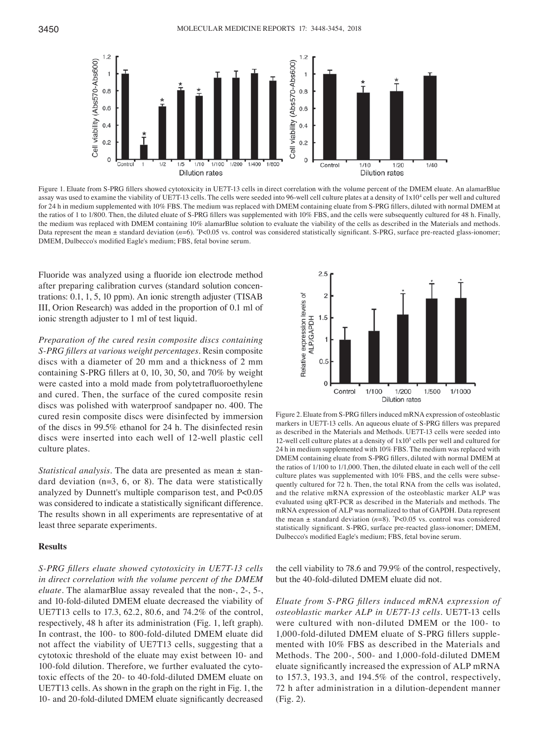Figure 1. Eluate from S-PRG fillers showed cytotoxicity in UE7T-13 cells in direct correlation with the volume percent of the DMEM eluate. An alamarBlue assay was used to examine the viability of UE7T-13 cells. The cells were seeded into 96-well cell culture plates at a density of $1 \times 10^4$ cells per well and cultured for 24 h in medium supplemented with 10% FBS. The medium was replaced with DMEM containing eluate from S-PRG fillers, diluted with normal DMEM at the ratios of 1 to 1/800. Then, the diluted eluate of S-PRG fillers was supplemented with 10% FBS, and the cells were subsequently cultured for 48 h. Finally, the medium was replaced with DMEM containing 10% alamarBlue solution to evaluate the viability of the cells as described in the Materials and methods. Data represent the mean ± standard deviation (*n*=6). *P<0.05 vs. control was considered statistically significant. S-PRG, surface pre-reacted glass-ionomer; DMEM, Dulbecco's modified Eagle's medium; FBS, fetal bovine serum.

Fluoride was analyzed using a fluoride ion electrode method after preparing calibration curves (standard solution concentrations: 0.1, 1, 5, 10 ppm). An ionic strength adjuster (TISAB III, Orion Research) was added in the proportion of 0.1 ml of ionic strength adjuster to 1 ml of test liquid.

*Preparation of the cured resin composite discs containing S-PRG fillers at various weight percentages.* Resin composite discs with a diameter of 20 mm and a thickness of 2 mm containing S-PRG fillers at 0, 10, 30, 50, and 70% by weight were casted into a mold made from polytetrafluoroethylene and cured. Then, the surface of the cured composite resin discs was polished with waterproof sandpaper no. 400. The cured resin composite discs were disinfected by immersion of the discs in 99.5% ethanol for 24 h. The disinfected resin discs were inserted into each well of 12-well plastic cell culture plates.

*Statistical analysis.* The data are presented as mean ± standard deviation (n=3, 6, or 8). The data were statistically analyzed by Dunnett's multiple comparison test, and P<0.05 was considered to indicate a statistically significant difference. The results shown in all experiments are representative of at least three separate experiments.

## Results

*S-PRG fillers eluate showed cytotoxicity in UE7T-13 cells in direct correlation with the volume percent of the DMEM eluate.* The alamarBlue assay revealed that the non-, 2-, 5-, and 10-fold-diluted DMEM eluate decreased the viability of UE7T13 cells to 17.3, 62.2, 80.6, and 74.2% of the control, respectively, 48 h after its administration (Fig. 1, left graph). In contrast, the 100- to 800-fold-diluted DMEM eluate did not affect the viability of UE7T13 cells, suggesting that a cytotoxic threshold of the eluate may exist between 10- and 100-fold dilution. Therefore, we further evaluated the cytotoxic effects of the 20- to 40-fold-diluted DMEM eluate on UE7T13 cells. As shown in the graph on the right in Fig. 1, the 10- and 20-fold-diluted DMEM eluate significantly decreased the cell viability to 78.6 and 79.9% of the control, respectively, but the 40-fold-diluted DMEM eluate did not.

Figure 2. Eluate from S-PRG fillers induced mRNA expression of osteoblastic markers in UE7T-13 cells. An aqueous eluate of S-PRG fillers was prepared as described in the Materials and Methods. UE7T-13 cells were seeded into 12-well cell culture plates at a density of $1 \times 10^5$ cells per well and cultured for 24 h in medium supplemented with 10% FBS. The medium was replaced with DMEM containing eluate from S-PRG fillers, diluted with normal DMEM at the ratios of 1/100 to 1/1,000. Then, the diluted eluate in each well of the cell culture plates was supplemented with 10% FBS, and the cells were subsequently cultured for 72 h. Then, the total RNA from the cells was isolated, and the relative mRNA expression of the osteoblastic marker ALP was evaluated using qRT-PCR as described in the Materials and methods. The mRNA expression of ALP was normalized to that of GAPDH. Data represent the mean ± standard deviation (*n*=8). *P<0.05 vs. control was considered statistically significant. S-PRG, surface pre-reacted glass-ionomer; DMEM, Dulbecco's modified Eagle's medium; FBS, fetal bovine serum.

*Eluate from S-PRG fillers induced mRNA expression of osteoblastic marker ALP in UE7T-13 cells.* UE7T-13 cells were cultured with non-diluted DMEM or the 100- to 1,000-fold-diluted DMEM eluate of S-PRG fillers supplemented with 10% FBS as described in the Materials and Methods. The 200-, 500- and 1,000-fold-diluted DMEM eluate significantly increased the expression of ALP mRNA to 157.3, 193.3, and 194.5% of the control, respectively, 72 h after administration in a dilution-dependent manner (Fig. 2).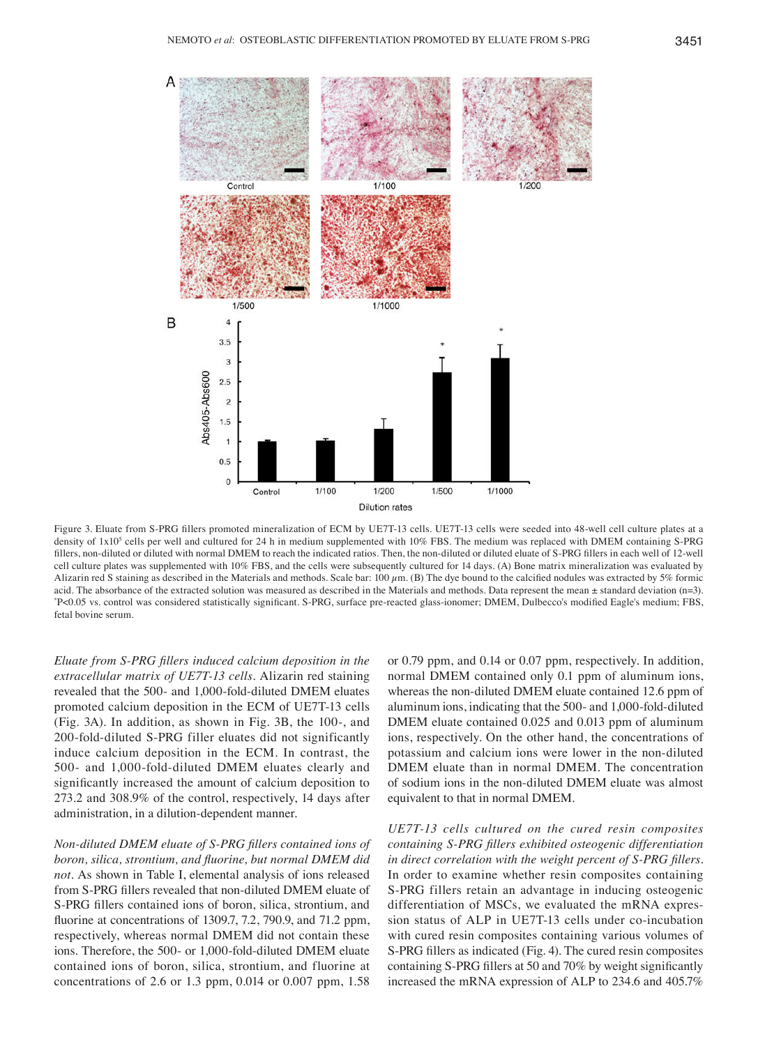Figure 3. Eluate from S-PRG fillers promoted mineralization of ECM by UE7T-13 cells. UE7T-13 cells were seeded into 48-well cell culture plates at a density of $1 \times 10^5$ cells per well and cultured for 24 h in medium supplemented with 10% FBS. The medium was replaced with DMEM containing S-PRG fillers, non-diluted or diluted with normal DMEM to reach the indicated ratios. Then, the non-diluted or diluted eluate of S-PRG fillers in each well of 12-well cell culture plates was supplemented with 10% FBS, and the cells were subsequently cultured for 14 days. (A) Bone matrix mineralization was evaluated by Alizarin red S staining as described in the Materials and methods. Scale bar: 100 $\mu$m. (B) The dye bound to the calcified nodules was extracted by 5% formic acid. The absorbance of the extracted solution was measured as described in the Materials and methods. Data represent the mean ± standard deviation (n=3). *P<0.05 vs. control was considered statistically significant. S-PRG, surface pre-reacted glass-ionomer; DMEM, Dulbecco's modified Eagle's medium; FBS, fetal bovine serum.

*Eluate from S-PRG fillers induced calcium deposition in the extracellular matrix of UE7T-13 cells.* Alizarin red staining revealed that the 500- and 1,000-fold-diluted DMEM eluates promoted calcium deposition in the ECM of UE7T-13 cells (Fig. 3A). In addition, as shown in Fig. 3B, the 100-, and 200-fold-diluted S-PRG filler eluates did not significantly induce calcium deposition in the ECM. In contrast, the 500- and 1,000-fold-diluted DMEM eluates clearly and significantly increased the amount of calcium deposition to 273.2 and 308.9% of the control, respectively, 14 days after administration, in a dilution-dependent manner.

*Non-diluted DMEM eluate of S-PRG fillers contained ions of boron, silica, strontium, and fluorine, but normal DMEM did not.* As shown in Table I, elemental analysis of ions released from S-PRG fillers revealed that non-diluted DMEM eluate of S-PRG fillers contained ions of boron, silica, strontium, and fluorine at concentrations of 1309.7, 7.2, 790.9, and 71.2 ppm, respectively, whereas normal DMEM did not contain these ions. Therefore, the 500- or 1,000-fold-diluted DMEM eluate contained ions of boron, silica, strontium, and fluorine at concentrations of 2.6 or 1.3 ppm, 0.014 or 0.007 ppm, 1.58 or 0.79 ppm, and 0.14 or 0.07 ppm, respectively. In addition, normal DMEM contained only 0.1 ppm of aluminum ions, whereas the non-diluted DMEM eluate contained 12.6 ppm of aluminum ions, indicating that the 500- and 1,000-fold-diluted DMEM eluate contained 0.025 and 0.013 ppm of aluminum ions, respectively. On the other hand, the concentrations of potassium and calcium ions were lower in the non-diluted DMEM eluate than in normal DMEM. The concentration of sodium ions in the non-diluted DMEM eluate was almost equivalent to that in normal DMEM.

*UE7T-13 cells cultured on the cured resin composites containing S-PRG fillers exhibited osteogenic differentiation in direct correlation with the weight percent of S-PRG fillers.* In order to examine whether resin composites containing S-PRG fillers retain an advantage in inducing osteogenic differentiation of MSCs, we evaluated the mRNA expression status of ALP in UE7T-13 cells under co-incubation with cured resin composites containing various volumes of S-PRG fillers as indicated (Fig. 4). The cured resin composites containing S-PRG fillers at 50 and 70% by weight significantly increased the mRNA expression of ALP to 234.6 and 405.7%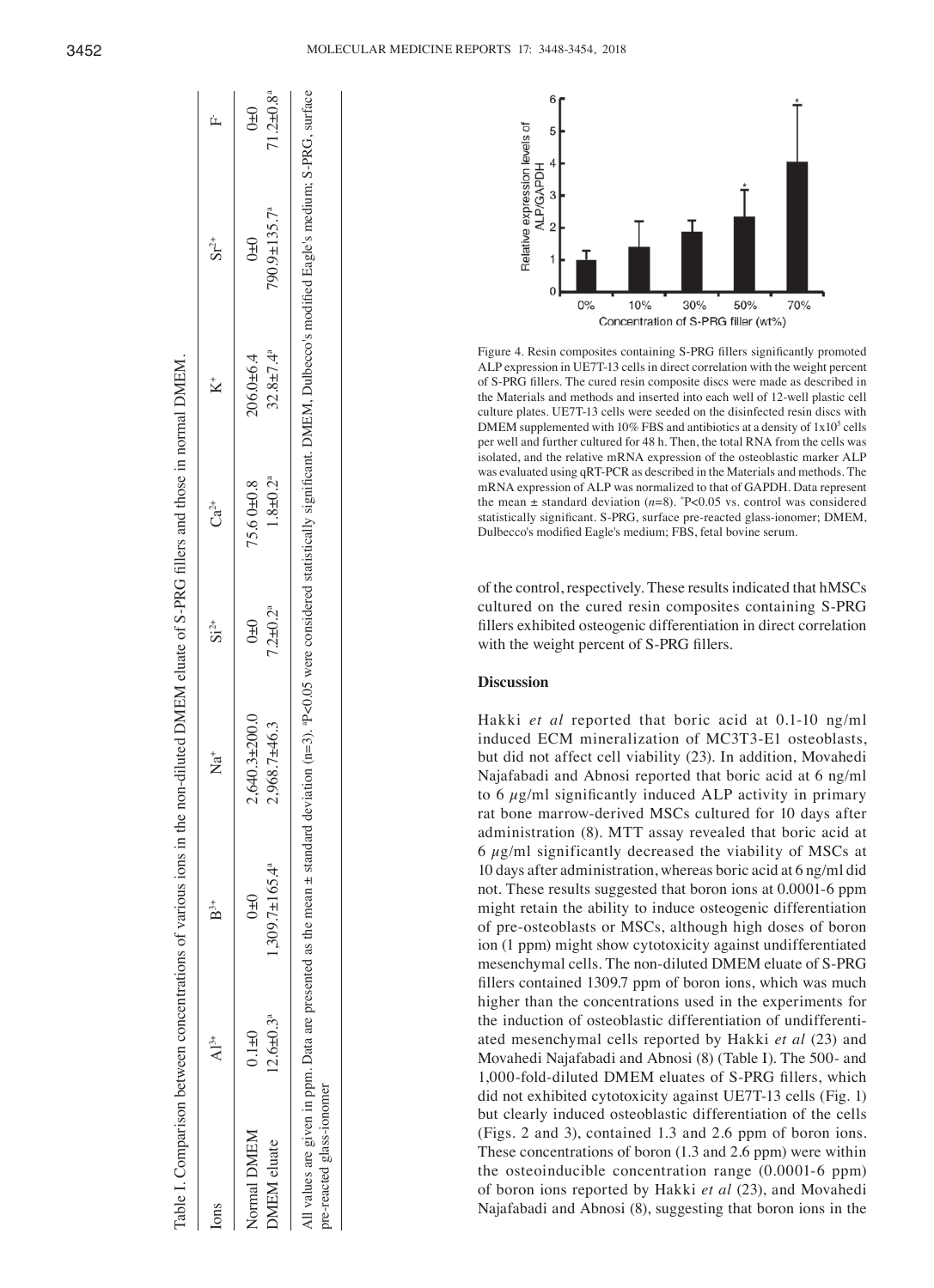Table I. Comparison between concentrations of various ions in the non-diluted DMEM eluate of S-PRG fillers and those in normal DMEM.

| Ions | $Al^{3+}$ | $B^{3+}$ | $Na^{+}$ | $Si^{2+}$ | $Ca^{2+}$ | $K^{+}$ | $Sr^{2+}$ | $F^{-}$ |
|---|---|---|---|---|---|---|---|---|
| Normal DMEM | 0.1±0 | 0±0 | 2,640.3±200.0 | 0±0 | 75.6 0±0.8 | 206.0±6.4 | 0±0 | 0±0 |
| DMEM eluate | 12.6±0.3[a] | 1,309.7±165.4[a] | 2,968.7±46.3 | 7.2±0.2[a] | 1.8±0.2[a] | 32.8±7.4[a] | 790.9±135.7[a] | 71.2±0.8[a] |

All values are given in ppm. Data are presented as the mean ± standard deviation (n=3). [a]P<0.05 were considered statistically significant. DMEM, Dulbecco's modified Eagle's medium; S-PRG, surface pre-reacted glass-ionomer

Figure 4. Resin composites containing S-PRG fillers significantly promoted ALP expression in UE7T-13 cells in direct correlation with the weight percent of S-PRG fillers. The cured resin composite discs were made as described in the Materials and methods and inserted into each well of 12-well plastic cell culture plates. UE7T-13 cells were seeded on the disinfected resin discs with DMEM supplemented with 10% FBS and antibiotics at a density of $1\times10^5$ cells per well and further cultured for 48 h. Then, the total RNA from the cells was isolated, and the relative mRNA expression of the osteoblastic marker ALP was evaluated using qRT-PCR as described in the Materials and methods. The mRNA expression of ALP was normalized to that of GAPDH. Data represent the mean ± standard deviation (*n*=8). *P<0.05 vs. control was considered statistically significant. S-PRG, surface pre-reacted glass-ionomer; DMEM, Dulbecco's modified Eagle's medium; FBS, fetal bovine serum.

of the control, respectively. These results indicated that hMSCs cultured on the cured resin composites containing S-PRG fillers exhibited osteogenic differentiation in direct correlation with the weight percent of S-PRG fillers.

## Discussion

Hakki *et al* reported that boric acid at 0.1-10 ng/ml induced ECM mineralization of MC3T3-E1 osteoblasts, but did not affect cell viability (23). In addition, Movahedi Najafabadi and Abnosi reported that boric acid at 6 ng/ml to 6 $\mu$g/ml significantly induced ALP activity in primary rat bone marrow-derived MSCs cultured for 10 days after administration (8). MTT assay revealed that boric acid at 6 $\mu$g/ml significantly decreased the viability of MSCs at 10 days after administration, whereas boric acid at 6 ng/ml did not. These results suggested that boron ions at 0.0001-6 ppm might retain the ability to induce osteogenic differentiation of pre-osteoblasts or MSCs, although high doses of boron ion (1 ppm) might show cytotoxicity against undifferentiated mesenchymal cells. The non-diluted DMEM eluate of S-PRG fillers contained 1309.7 ppm of boron ions, which was much higher than the concentrations used in the experiments for the induction of osteoblastic differentiation of undifferentiated mesenchymal cells reported by Hakki *et al* (23) and Movahedi Najafabadi and Abnosi (8) (Table I). The 500- and 1,000-fold-diluted DMEM eluates of S-PRG fillers, which did not exhibited cytotoxicity against UE7T-13 cells (Fig. 1) but clearly induced osteoblastic differentiation of the cells (Figs. 2 and 3), contained 1.3 and 2.6 ppm of boron ions. These concentrations of boron (1.3 and 2.6 ppm) were within the osteoinducible concentration range (0.0001-6 ppm) of boron ions reported by Hakki *et al* (23), and Movahedi Najafabadi and Abnosi (8), suggesting that boron ions in the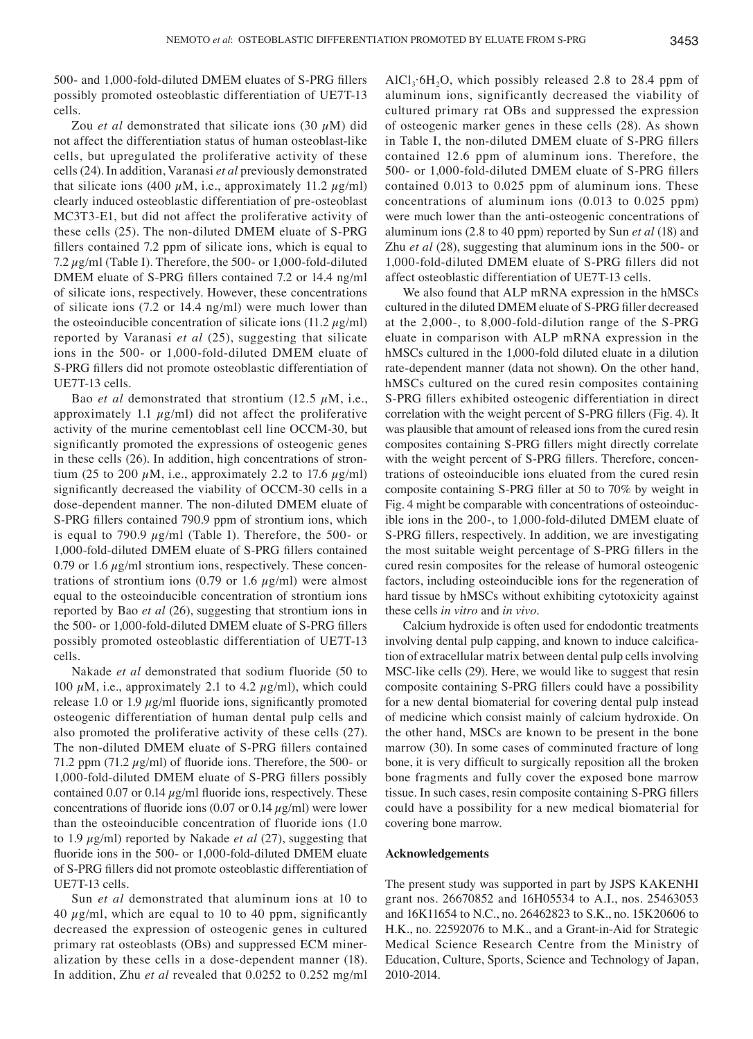500- and 1,000-fold-diluted DMEM eluates of S-PRG fillers possibly promoted osteoblastic differentiation of UE7T-13 cells.

Zou *et al* demonstrated that silicate ions (30 $\mu$M) did not affect the differentiation status of human osteoblast-like cells, but upregulated the proliferative activity of these cells (24). In addition, Varanasi *et al* previously demonstrated that silicate ions (400 $\mu$M, i.e., approximately 11.2 $\mu$g/ml) clearly induced osteoblastic differentiation of pre-osteoblast MC3T3-E1, but did not affect the proliferative activity of these cells (25). The non-diluted DMEM eluate of S-PRG fillers contained 7.2 ppm of silicate ions, which is equal to 7.2 $\mu$g/ml (Table I). Therefore, the 500- or 1,000-fold-diluted DMEM eluate of S-PRG fillers contained 7.2 or 14.4 ng/ml of silicate ions, respectively. However, these concentrations of silicate ions (7.2 or 14.4 ng/ml) were much lower than the osteoinducible concentration of silicate ions (11.2 $\mu$g/ml) reported by Varanasi *et al* (25), suggesting that silicate ions in the 500- or 1,000-fold-diluted DMEM eluate of S-PRG fillers did not promote osteoblastic differentiation of UE7T-13 cells.

Bao *et al* demonstrated that strontium (12.5 $\mu$M, i.e., approximately 1.1 $\mu$g/ml) did not affect the proliferative activity of the murine cementoblast cell line OCCM-30, but significantly promoted the expressions of osteogenic genes in these cells (26). In addition, high concentrations of strontium (25 to 200 $\mu$M, i.e., approximately 2.2 to 17.6 $\mu$g/ml) significantly decreased the viability of OCCM-30 cells in a dose-dependent manner. The non-diluted DMEM eluate of S-PRG fillers contained 790.9 ppm of strontium ions, which is equal to 790.9 $\mu$g/ml (Table I). Therefore, the 500- or 1,000-fold-diluted DMEM eluate of S-PRG fillers contained 0.79 or 1.6 $\mu$g/ml strontium ions, respectively. These concentrations of strontium ions (0.79 or 1.6 $\mu$g/ml) were almost equal to the osteoinducible concentration of strontium ions reported by Bao *et al* (26), suggesting that strontium ions in the 500- or 1,000-fold-diluted DMEM eluate of S-PRG fillers possibly promoted osteoblastic differentiation of UE7T-13 cells.

Nakade *et al* demonstrated that sodium fluoride (50 to 100 $\mu$M, i.e., approximately 2.1 to 4.2 $\mu$g/ml), which could release 1.0 or 1.9 $\mu$g/ml fluoride ions, significantly promoted osteogenic differentiation of human dental pulp cells and also promoted the proliferative activity of these cells (27). The non-diluted DMEM eluate of S-PRG fillers contained 71.2 ppm (71.2 $\mu$g/ml) of fluoride ions. Therefore, the 500- or 1,000-fold-diluted DMEM eluate of S-PRG fillers possibly contained 0.07 or 0.14 $\mu$g/ml fluoride ions, respectively. These concentrations of fluoride ions (0.07 or 0.14 $\mu$g/ml) were lower than the osteoinducible concentration of fluoride ions (1.0 to 1.9 $\mu$g/ml) reported by Nakade *et al* (27), suggesting that fluoride ions in the 500- or 1,000-fold-diluted DMEM eluate of S-PRG fillers did not promote osteoblastic differentiation of UE7T-13 cells.

Sun *et al* demonstrated that aluminum ions at 10 to 40 $\mu$g/ml, which are equal to 10 to 40 ppm, significantly decreased the expression of osteogenic genes in cultured primary rat osteoblasts (OBs) and suppressed the ECM mineralization by these cells in a dose-dependent manner (18). In addition, Zhu *et al* revealed that 0.0252 to 0.252 mg/ml $AlCl_3 \cdot 6H_2O$, which possibly released 2.8 to 28.4 ppm of aluminum ions, significantly decreased the viability of cultured primary rat OBs and suppressed the expression of osteogenic marker genes in these cells (28). As shown in Table I, the non-diluted DMEM eluate of S-PRG fillers contained 12.6 ppm of aluminum ions. Therefore, the 500- or 1,000-fold-diluted DMEM eluate of S-PRG fillers contained 0.013 to 0.025 ppm of aluminum ions. These concentrations of aluminum ions (0.013 to 0.025 ppm) were much lower than the anti-osteogenic concentrations of aluminum ions (2.8 to 40 ppm) reported by Sun *et al* (18) and Zhu *et al* (28), suggesting that aluminum ions in the 500- or 1,000-fold-diluted DMEM eluate of S-PRG fillers did not affect osteoblastic differentiation of UE7T-13 cells.

We also found that ALP mRNA expression in the hMSCs cultured in the diluted DMEM eluate of S-PRG filler decreased at the 2,000-, to 8,000-fold-dilution range of the S-PRG eluate in comparison with ALP mRNA expression in the hMSCs cultured in the 1,000-fold diluted eluate in a dilution rate-dependent manner (data not shown). On the other hand, hMSCs cultured on the cured resin composites containing S-PRG fillers exhibited osteogenic differentiation in direct correlation with the weight percent of S-PRG fillers (Fig. 4). It was plausible that amount of released ions from the cured resin composites containing S-PRG fillers might directly correlate with the weight percent of S-PRG fillers. Therefore, concentrations of osteoinducible ions eluated from the cured resin composite containing S-PRG filler at 50 to 70% by weight in Fig. 4 might be comparable with concentrations of osteoinducible ions in the 200-, to 1,000-fold-diluted DMEM eluate of S-PRG fillers, respectively. In addition, we are investigating the most suitable weight percentage of S-PRG fillers in the cured resin composites for the release of humoral osteogenic factors, including osteoinducible ions for the regeneration of hard tissue by hMSCs without exhibiting cytotoxicity against these cells *in vitro* and *in vivo*.

Calcium hydroxide is often used for endodontic treatments involving dental pulp capping, and known to induce calcification of extracellular matrix between dental pulp cells involving MSC-like cells (29). Here, we would like to suggest that resin composite containing S-PRG fillers could have a possibility for a new dental biomaterial for covering dental pulp instead of medicine which consist mainly of calcium hydroxide. On the other hand, MSCs are known to be present in the bone marrow (30). In some cases of comminuted fracture of long bone, it is very difficult to surgically reposition all the broken bone fragments and fully cover the exposed bone marrow tissue. In such cases, resin composite containing S-PRG fillers could have a possibility for a new medical biomaterial for covering bone marrow.

## Acknowledgements

The present study was supported in part by JSPS KAKENHI grant nos. 26670852 and 16H05534 to A.I., nos. 25463053 and 16K11654 to N.C., no. 26462823 to S.K., no. 15K20606 to H.K., no. 22592076 to M.K., and a Grant-in-Aid for Strategic Medical Science Research Centre from the Ministry of Education, Culture, Sports, Science and Technology of Japan, 2010-2014.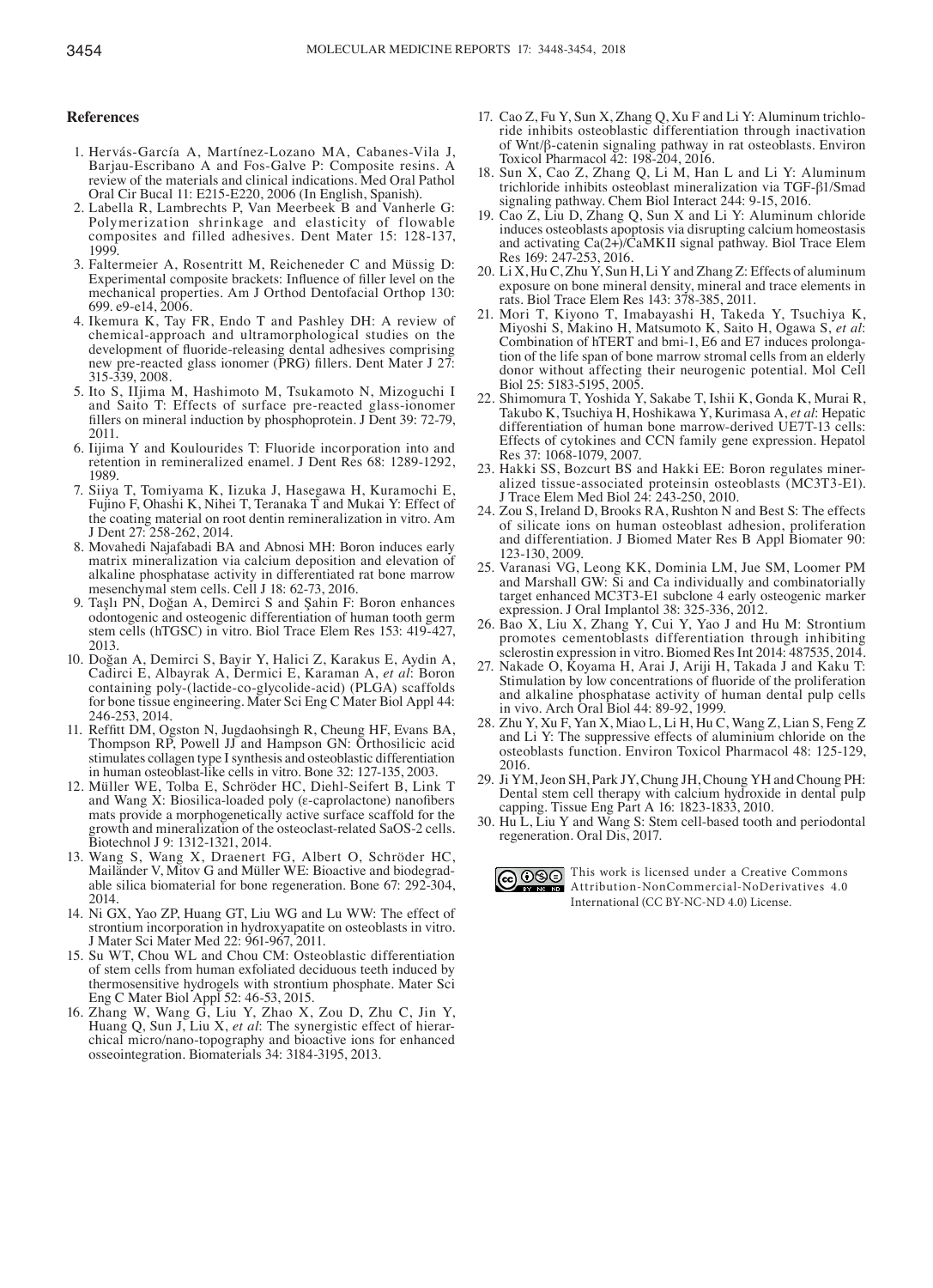## References

1. Hervás-García A, Martínez-Lozano MA, Cabanes-Vila J, Barjau-Escribano A and Fos-Galve P: Composite resins. A review of the materials and clinical indications. Med Oral Pathol Oral Cir Bucal 11: E215-E220, 2006 (In English, Spanish).
2. Labella R, Lambrechts P, Van Meerbeek B and Vanherle G: Polymerization shrinkage and elasticity of flowable composites and filled adhesives. Dent Mater 15: 128-137, 1999.
3. Faltermeier A, Rosentritt M, Reicheneder C and Müssig D: Experimental composite brackets: Influence of filler level on the mechanical properties. Am J Orthod Dentofacial Orthop 130: 699. e9-e14, 2006.
4. Ikemura K, Tay FR, Endo T and Pashley DH: A review of chemical-approach and ultramorphological studies on the development of fluoride-releasing dental adhesives comprising new pre-reacted glass ionomer (PRG) fillers. Dent Mater J 27: 315-339, 2008.
5. Ito S, IIjima M, Hashimoto M, Tsukamoto N, Mizoguchi I and Saito T: Effects of surface pre-reacted glass-ionomer fillers on mineral induction by phosphoprotein. J Dent 39: 72-79, 2011.
6. Iijima Y and Koulourides T: Fluoride incorporation into and retention in remineralized enamel. J Dent Res 68: 1289-1292, 1989.
7. Siiya T, Tomiyama K, Iizuka J, Hasegawa H, Kuramochi E, Fujino F, Ohashi K, Nihei T, Teranaka T and Mukai Y: Effect of the coating material on root dentin remineralization in vitro. Am J Dent 27: 258-262, 2014.
8. Movahedi Najafabadi BA and Abnosi MH: Boron induces early matrix mineralization via calcium deposition and elevation of alkaline phosphatase activity in differentiated rat bone marrow mesenchymal stem cells. Cell J 18: 62-73, 2016.
9. Taşlı PN, Doğan A, Demirci S and Şahin F: Boron enhances odontogenic and osteogenic differentiation of human tooth germ stem cells (hTGSC) in vitro. Biol Trace Elem Res 153: 419-427, 2013.
10. Doğan A, Demirci S, Bayir Y, Halici Z, Karakus E, Aydin A, Cadirci E, Albayrak A, Dermici E, Karaman A, *et al*: Boron containing poly-(lactide-co-glycolide-acid) (PLGA) scaffolds for bone tissue engineering. Mater Sci Eng C Mater Biol Appl 44: 246-253, 2014.
11. Reffitt DM, Ogston N, Jugdaohsingh R, Cheung HF, Evans BA, Thompson RP, Powell JJ and Hampson GN: Orthosilicic acid stimulates collagen type I synthesis and osteoblastic differentiation in human osteoblast-like cells in vitro. Bone 32: 127-135, 2003.
12. Müller WE, Tolba E, Schröder HC, Diehl-Seifert B, Link T and Wang X: Biosilica-loaded poly (ε-caprolactone) nanofibers mats provide a morphogenetically active surface scaffold for the growth and mineralization of the osteoclast-related SaOS-2 cells. Biotechnol J 9: 1312-1321, 2014.
13. Wang S, Wang X, Draenert FG, Albert O, Schröder HC, Mailänder V, Mitov G and Müller WE: Bioactive and biodegradable silica biomaterial for bone regeneration. Bone 67: 292-304, 2014.
14. Ni GX, Yao ZP, Huang GT, Liu WG and Lu WW: The effect of strontium incorporation in hydroxyapatite on osteoblasts in vitro. J Mater Sci Mater Med 22: 961-967, 2011.
15. Su WT, Chou WL and Chou CM: Osteoblastic differentiation of stem cells from human exfoliated deciduous teeth induced by thermosensitive hydrogels with strontium phosphate. Mater Sci Eng C Mater Biol Appl 52: 46-53, 2015.
16. Zhang W, Wang G, Liu Y, Zhao X, Zou D, Zhu C, Jin Y, Huang Q, Sun J, Liu X, *et al*: The synergistic effect of hierarchical micro/nano-topography and bioactive ions for enhanced osseointegration. Biomaterials 34: 3184-3195, 2013.
17. Cao Z, Fu Y, Sun X, Zhang Q, Xu F and Li Y: Aluminum trichloride inhibits osteoblastic differentiation through inactivation of Wnt/β-catenin signaling pathway in rat osteoblasts. Environ Toxicol Pharmacol 42: 198-204, 2016.
18. Sun X, Cao Z, Zhang Q, Li M, Han L and Li Y: Aluminum trichloride inhibits osteoblast mineralization via TGF-β1/Smad signaling pathway. Chem Biol Interact 244: 9-15, 2016.
19. Cao Z, Liu D, Zhang Q, Sun X and Li Y: Aluminum chloride induces osteoblasts apoptosis via disrupting calcium homeostasis and activating Ca(2+)/CaMKII signal pathway. Biol Trace Elem Res 169: 247-253, 2016.
20. Li X, Hu C, Zhu Y, Sun H, Li Y and Zhang Z: Effects of aluminum exposure on bone mineral density, mineral and trace elements in rats. Biol Trace Elem Res 143: 378-385, 2011.
21. Mori T, Kiyono T, Imabayashi H, Takeda Y, Tsuchiya K, Miyoshi S, Makino H, Matsumoto K, Saito H, Ogawa S, *et al*: Combination of hTERT and bmi-1, E6 and E7 induces prolongation of the life span of bone marrow stromal cells from an elderly donor without affecting their neurogenic potential. Mol Cell Biol 25: 5183-5195, 2005.
22. Shimomura T, Yoshida Y, Sakabe T, Ishii K, Gonda K, Murai R, Takubo K, Tsuchiya H, Hoshikawa Y, Kurimasa A, *et al*: Hepatic differentiation of human bone marrow-derived UE7T-13 cells: Effects of cytokines and CCN family gene expression. Hepatol Res 37: 1068-1079, 2007.
23. Hakki SS, Bozcurt BS and Hakki EE: Boron regulates mineralized tissue-associated proteinsin osteoblasts (MC3T3-E1). J Trace Elem Med Biol 24: 243-250, 2010.
24. Zou S, Ireland D, Brooks RA, Rushton N and Best S: The effects of silicate ions on human osteoblast adhesion, proliferation and differentiation. J Biomed Mater Res B Appl Biomater 90: 123-130, 2009.
25. Varanasi VG, Leong KK, Dominia LM, Jue SM, Loomer PM and Marshall GW: Si and Ca individually and combinatorially target enhanced MC3T3-E1 subclone 4 early osteogenic marker expression. J Oral Implantol 38: 325-336, 2012.
26. Bao X, Liu X, Zhang Y, Cui Y, Yao J and Hu M: Strontium promotes cementoblasts differentiation through inhibiting sclerostin expression in vitro. Biomed Res Int 2014: 487535, 2014.
27. Nakade O, Koyama H, Arai J, Ariji H, Takada J and Kaku T: Stimulation by low concentrations of fluoride of the proliferation and alkaline phosphatase activity of human dental pulp cells in vivo. Arch Oral Biol 44: 89-92, 1999.
28. Zhu Y, Xu F, Yan X, Miao L, Li H, Hu C, Wang Z, Lian S, Feng Z and Li Y: The suppressive effects of aluminium chloride on the osteoblasts function. Environ Toxicol Pharmacol 48: 125-129, 2016.
29. Ji YM, Jeon SH, Park JY, Chung JH, Choung YH and Choung PH: Dental stem cell therapy with calcium hydroxide in dental pulp capping. Tissue Eng Part A 16: 1823-1833, 2010.
30. Hu L, Liu Y and Wang S: Stem cell-based tooth and periodontal regeneration. Oral Dis, 2017.

This work is licensed under a Creative Commons Attribution-NonCommercial-NoDerivatives 4.0 International (CC BY-NC-ND 4.0) License.